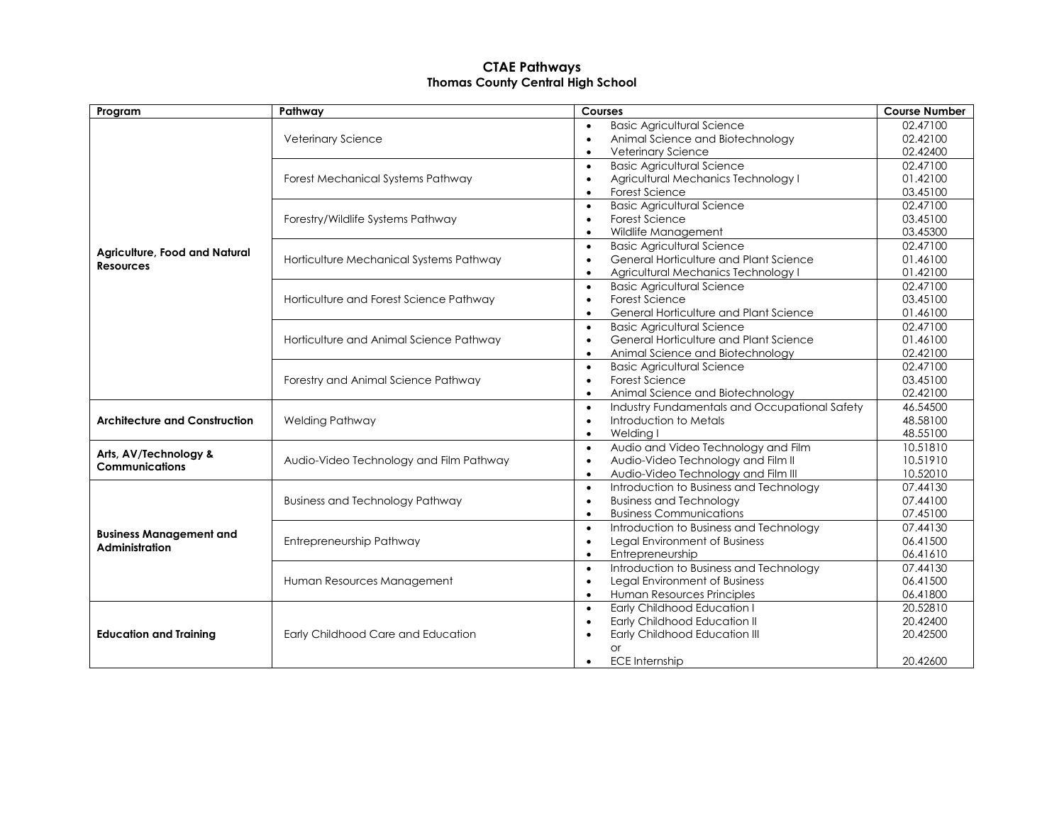# CTAE Pathways
## Thomas County Central High School

| Program | Pathway | Courses | Course Number |
|---|---|---|---|
| **Agriculture, Food and Natural Resources** | Veterinary Science | • Basic Agricultural Science<br>• Animal Science and Biotechnology<br>• Veterinary Science | 02.47100<br>02.42100<br>02.42400 |
| | Forest Mechanical Systems Pathway | • Basic Agricultural Science<br>• Agricultural Mechanics Technology I<br>• Forest Science | 02.47100<br>01.42100<br>03.45100 |
| | Forestry/Wildlife Systems Pathway | • Basic Agricultural Science<br>• Forest Science<br>• Wildlife Management | 02.47100<br>03.45100<br>03.45300 |
| | Horticulture Mechanical Systems Pathway | • Basic Agricultural Science<br>• General Horticulture and Plant Science<br>• Agricultural Mechanics Technology I | 02.47100<br>01.46100<br>01.42100 |
| | Horticulture and Forest Science Pathway | • Basic Agricultural Science<br>• Forest Science<br>• General Horticulture and Plant Science | 02.47100<br>03.45100<br>01.46100 |
| | Horticulture and Animal Science Pathway | • Basic Agricultural Science<br>• General Horticulture and Plant Science<br>• Animal Science and Biotechnology | 02.47100<br>01.46100<br>02.42100 |
| | Forestry and Animal Science Pathway | • Basic Agricultural Science<br>• Forest Science<br>• Animal Science and Biotechnology | 02.47100<br>03.45100<br>02.42100 |
| **Architecture and Construction** | Welding Pathway | • Industry Fundamentals and Occupational Safety<br>• Introduction to Metals<br>• Welding I | 46.54500<br>48.58100<br>48.55100 |
| **Arts, AV/Technology & Communications** | Audio-Video Technology and Film Pathway | • Audio and Video Technology and Film<br>• Audio-Video Technology and Film II<br>• Audio-Video Technology and Film III | 10.51810<br>10.51910<br>10.52010 |
| **Business Management and Administration** | Business and Technology Pathway | • Introduction to Business and Technology<br>• Business and Technology<br>• Business Communications | 07.44130<br>07.44100<br>07.45100 |
| | Entrepreneurship Pathway | • Introduction to Business and Technology<br>• Legal Environment of Business<br>• Entrepreneurship | 07.44130<br>06.41500<br>06.41610 |
| | Human Resources Management | • Introduction to Business and Technology<br>• Legal Environment of Business<br>• Human Resources Principles | 07.44130<br>06.41500<br>06.41800 |
| **Education and Training** | Early Childhood Care and Education | • Early Childhood Education I<br>• Early Childhood Education II<br>• Early Childhood Education III<br>or<br>• ECE Internship | 20.52810<br>20.42400<br>20.42500<br><br>20.42600 |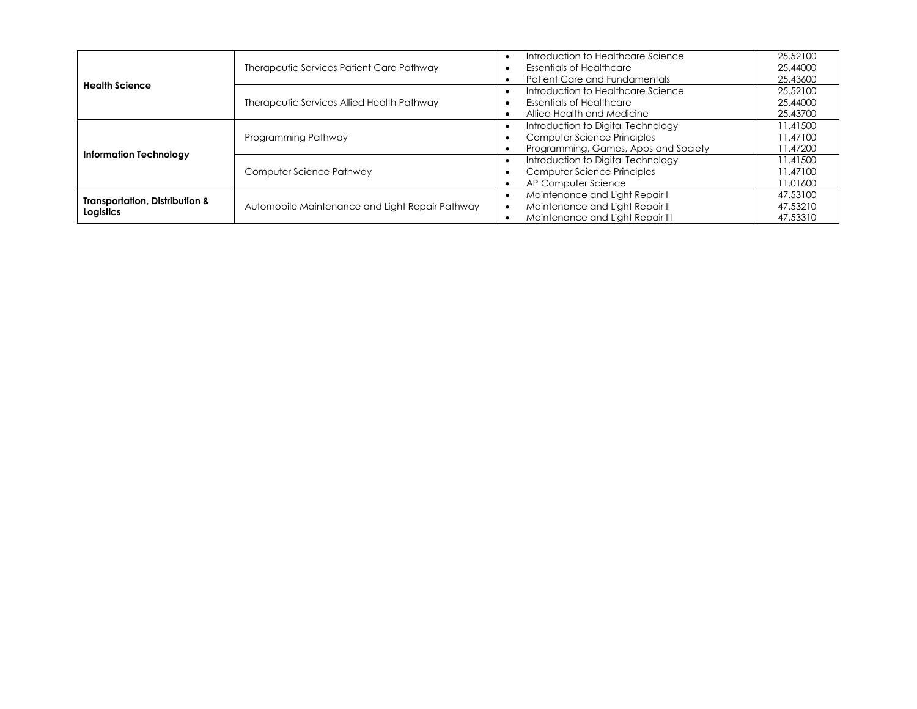| | | | |
|---|---|---|---|
| **Health Science** | Therapeutic Services Patient Care Pathway | • Introduction to Healthcare Science<br>• Essentials of Healthcare<br>• Patient Care and Fundamentals | 25.52100<br>25.44000<br>25.43600 |
| | Therapeutic Services Allied Health Pathway | • Introduction to Healthcare Science<br>• Essentials of Healthcare<br>• Allied Health and Medicine | 25.52100<br>25.44000<br>25.43700 |
| **Information Technology** | Programming Pathway | • Introduction to Digital Technology<br>• Computer Science Principles<br>• Programming, Games, Apps and Society | 11.41500<br>11.47100<br>11.47200 |
| | Computer Science Pathway | • Introduction to Digital Technology<br>• Computer Science Principles<br>• AP Computer Science | 11.41500<br>11.47100<br>11.01600 |
| **Transportation, Distribution & Logistics** | Automobile Maintenance and Light Repair Pathway | • Maintenance and Light Repair I<br>• Maintenance and Light Repair II<br>• Maintenance and Light Repair III | 47.53100<br>47.53210<br>47.53310 |